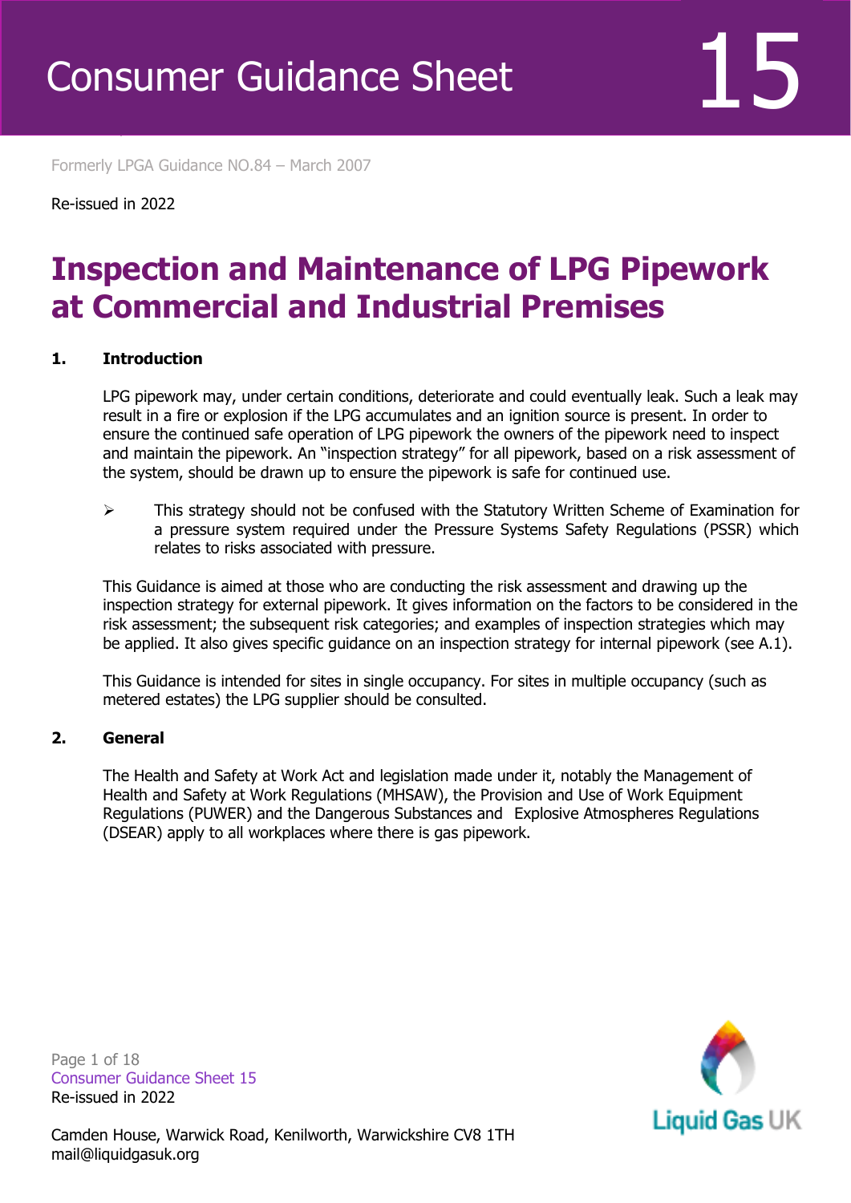# Consumer Guidance Sheet 15

Formerly LPGA Guidance NO.84 – March 2007

Re-issued in 2022

# Inspection and Maintenance of LPG Pipework at Commercial and Industrial Premises

## 1. Introduction

LPG pipework may, under certain conditions, deteriorate and could eventually leak. Such a leak may result in a fire or explosion if the LPG accumulates and an ignition source is present. In order to ensure the continued safe operation of LPG pipework the owners of the pipework need to inspect and maintain the pipework. An "inspection strategy" for all pipework, based on a risk assessment of the system, should be drawn up to ensure the pipework is safe for continued use.

- This strategy should not be confused with the Statutory Written Scheme of Examination for a pressure system required under the Pressure Systems Safety Regulations (PSSR) which relates to risks associated with pressure.

This Guidance is aimed at those who are conducting the risk assessment and drawing up the inspection strategy for external pipework. It gives information on the factors to be considered in the risk assessment; the subsequent risk categories; and examples of inspection strategies which may be applied. It also gives specific guidance on an inspection strategy for internal pipework (see A.1).

This Guidance is intended for sites in single occupancy. For sites in multiple occupancy (such as metered estates) the LPG supplier should be consulted.

## 2. General

The Health and Safety at Work Act and legislation made under it, notably the Management of Health and Safety at Work Regulations (MHSAW), the Provision and Use of Work Equipment Regulations (PUWER) and the Dangerous Substances and Explosive Atmospheres Regulations (DSEAR) apply to all workplaces where there is gas pipework.

Camden House, Warwick Road, Kenilworth, Warwickshire CV8 1TH
mail@liquidgasuk.org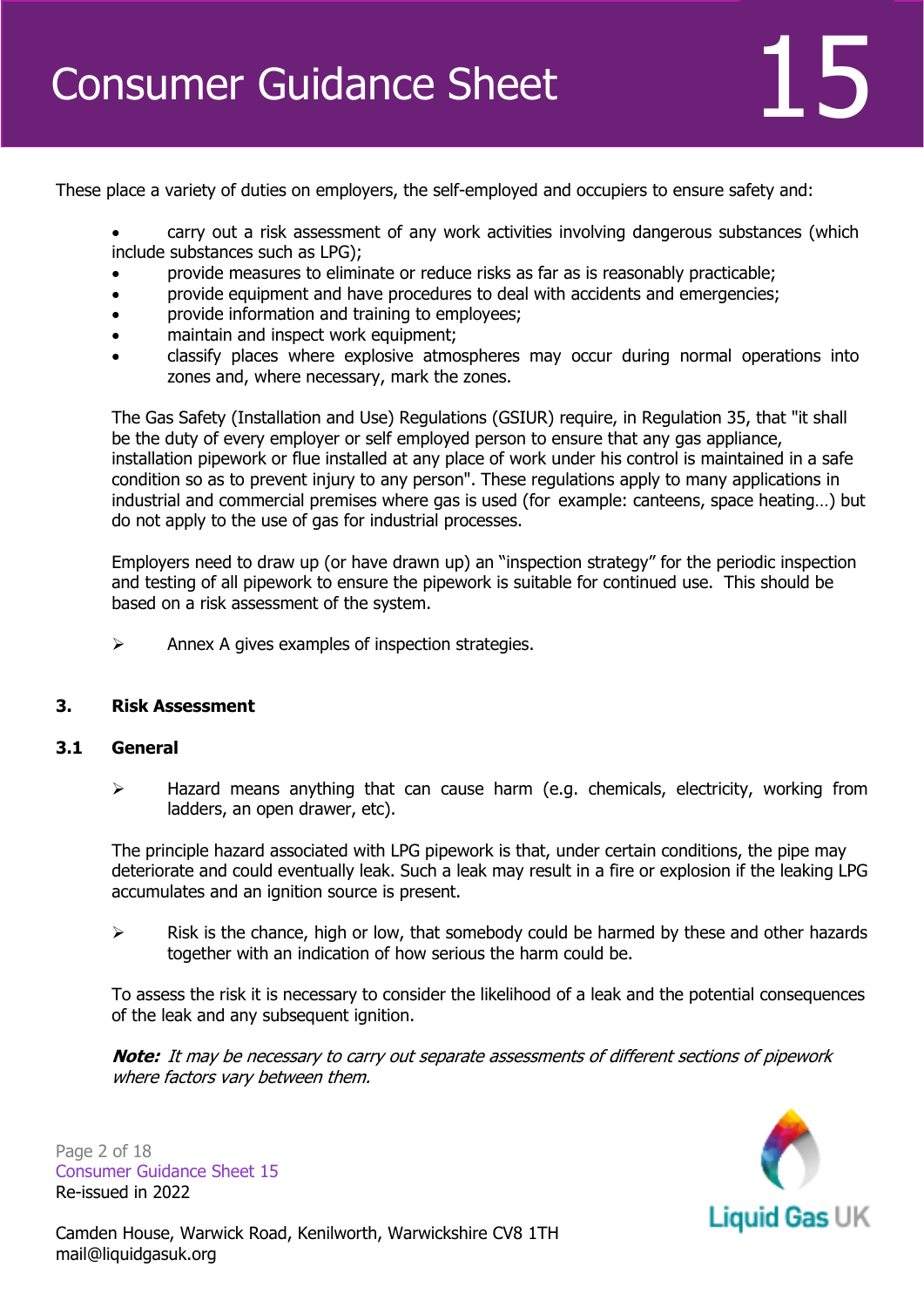These place a variety of duties on employers, the self-employed and occupiers to ensure safety and:

- carry out a risk assessment of any work activities involving dangerous substances (which include substances such as LPG);
- provide measures to eliminate or reduce risks as far as is reasonably practicable;
- provide equipment and have procedures to deal with accidents and emergencies;
- provide information and training to employees;
- maintain and inspect work equipment;
- classify places where explosive atmospheres may occur during normal operations into zones and, where necessary, mark the zones.

The Gas Safety (Installation and Use) Regulations (GSIUR) require, in Regulation 35, that "it shall be the duty of every employer or self employed person to ensure that any gas appliance, installation pipework or flue installed at any place of work under his control is maintained in a safe condition so as to prevent injury to any person". These regulations apply to many applications in industrial and commercial premises where gas is used (for example: canteens, space heating…) but do not apply to the use of gas for industrial processes.

Employers need to draw up (or have drawn up) an "inspection strategy" for the periodic inspection and testing of all pipework to ensure the pipework is suitable for continued use. This should be based on a risk assessment of the system.

- ➢ Annex A gives examples of inspection strategies.

## 3. Risk Assessment

### 3.1 General

- ➢ Hazard means anything that can cause harm (e.g. chemicals, electricity, working from ladders, an open drawer, etc).

The principle hazard associated with LPG pipework is that, under certain conditions, the pipe may deteriorate and could eventually leak. Such a leak may result in a fire or explosion if the leaking LPG accumulates and an ignition source is present.

- ➢ Risk is the chance, high or low, that somebody could be harmed by these and other hazards together with an indication of how serious the harm could be.

To assess the risk it is necessary to consider the likelihood of a leak and the potential consequences of the leak and any subsequent ignition.

***Note:*** *It may be necessary to carry out separate assessments of different sections of pipework where factors vary between them.*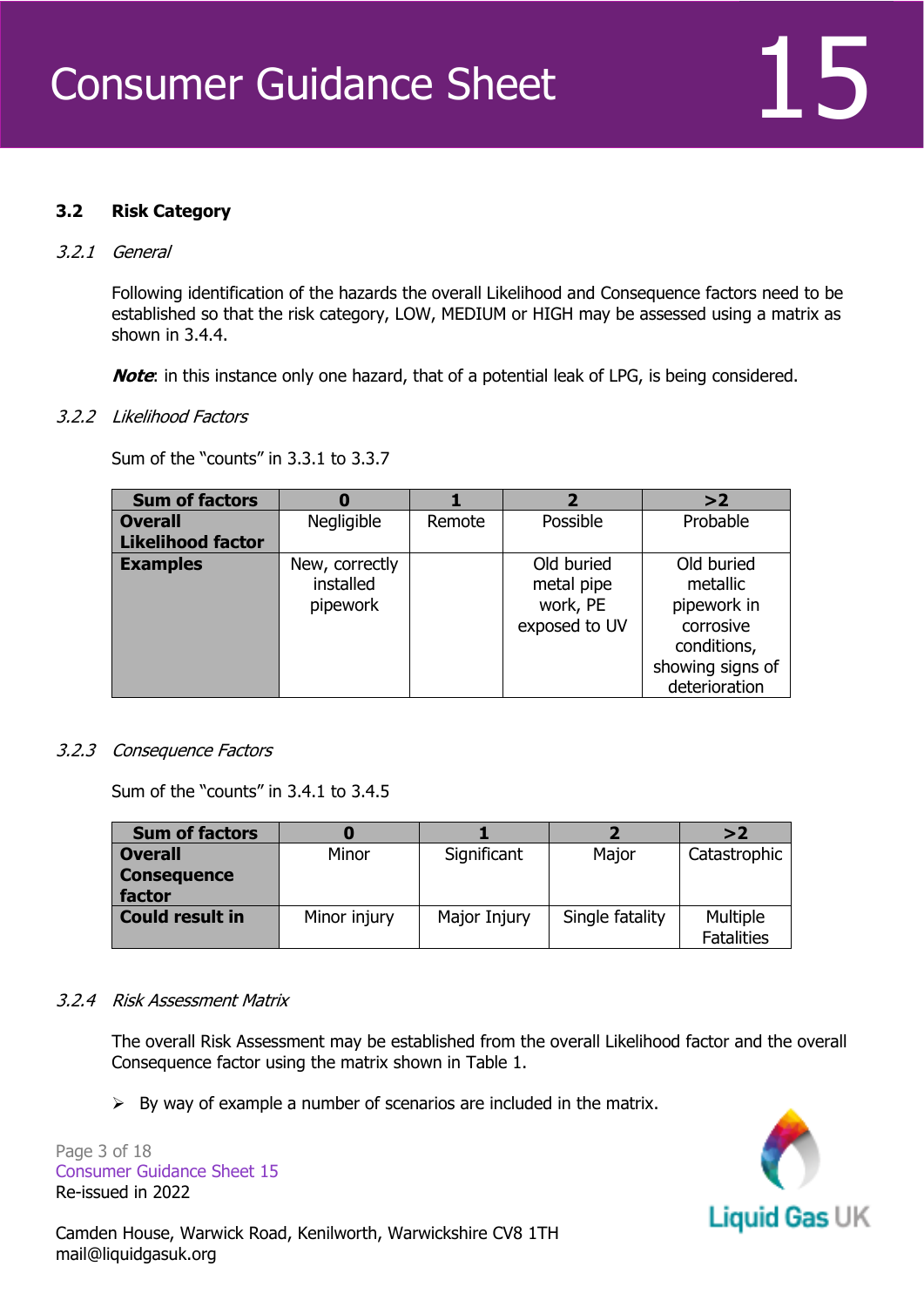### 3.2 Risk Category

#### *3.2.1 General*

Following identification of the hazards the overall Likelihood and Consequence factors need to be established so that the risk category, LOW, MEDIUM or HIGH may be assessed using a matrix as shown in 3.4.4.

***Note***: in this instance only one hazard, that of a potential leak of LPG, is being considered.

#### *3.2.2 Likelihood Factors*

Sum of the "counts" in 3.3.1 to 3.3.7

| Sum of factors | 0 | 1 | 2 | >2 |
|---|---|---|---|---|
| **Overall Likelihood factor** | Negligible | Remote | Possible | Probable |
| **Examples** | New, correctly installed pipework | | Old buried metal pipe work, PE exposed to UV | Old buried metallic pipework in corrosive conditions, showing signs of deterioration |

#### *3.2.3 Consequence Factors*

Sum of the "counts" in 3.4.1 to 3.4.5

| Sum of factors | 0 | 1 | 2 | >2 |
|---|---|---|---|---|
| **Overall Consequence factor** | Minor | Significant | Major | Catastrophic |
| **Could result in** | Minor injury | Major Injury | Single fatality | Multiple Fatalities |

#### *3.2.4 Risk Assessment Matrix*

The overall Risk Assessment may be established from the overall Likelihood factor and the overall Consequence factor using the matrix shown in Table 1.

- By way of example a number of scenarios are included in the matrix.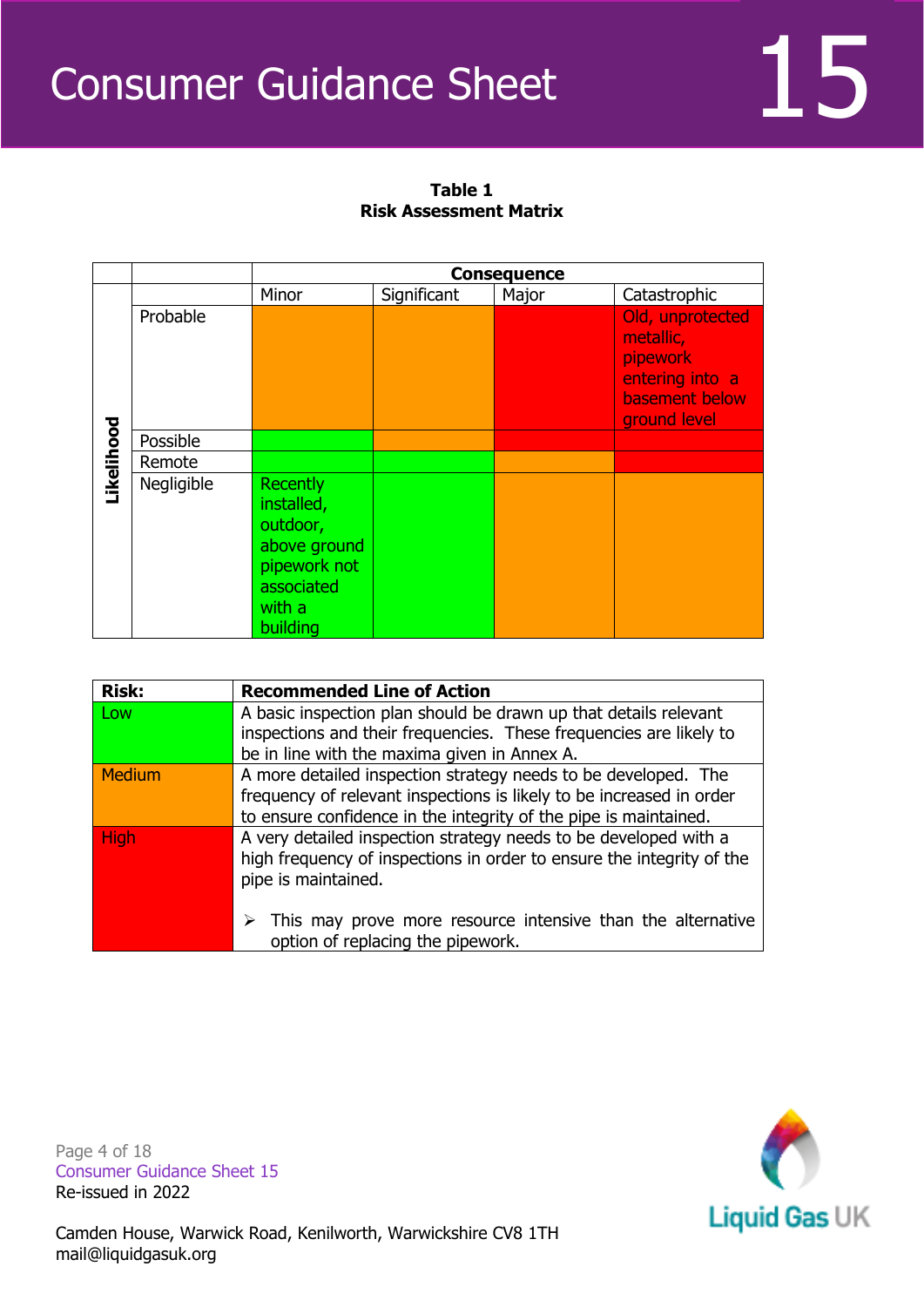**Table 1**
**Risk Assessment Matrix**

| Likelihood | | Consequence | | | |
|---|---|---|---|---|---|
| | | Minor | Significant | Major | Catastrophic |
| | Probable | | | | Old, unprotected metallic, pipework entering into a basement below ground level |
| | Possible | | | | |
| | Remote | | | | |
| | Negligible | Recently installed, outdoor, above ground pipework not associated with a building | | | |

| Risk: | Recommended Line of Action |
|---|---|
| Low | A basic inspection plan should be drawn up that details relevant inspections and their frequencies. These frequencies are likely to be in line with the maxima given in Annex A. |
| Medium | A more detailed inspection strategy needs to be developed. The frequency of relevant inspections is likely to be increased in order to ensure confidence in the integrity of the pipe is maintained. |
| High | A very detailed inspection strategy needs to be developed with a high frequency of inspections in order to ensure the integrity of the pipe is maintained. <br><br> ➢ This may prove more resource intensive than the alternative option of replacing the pipework. |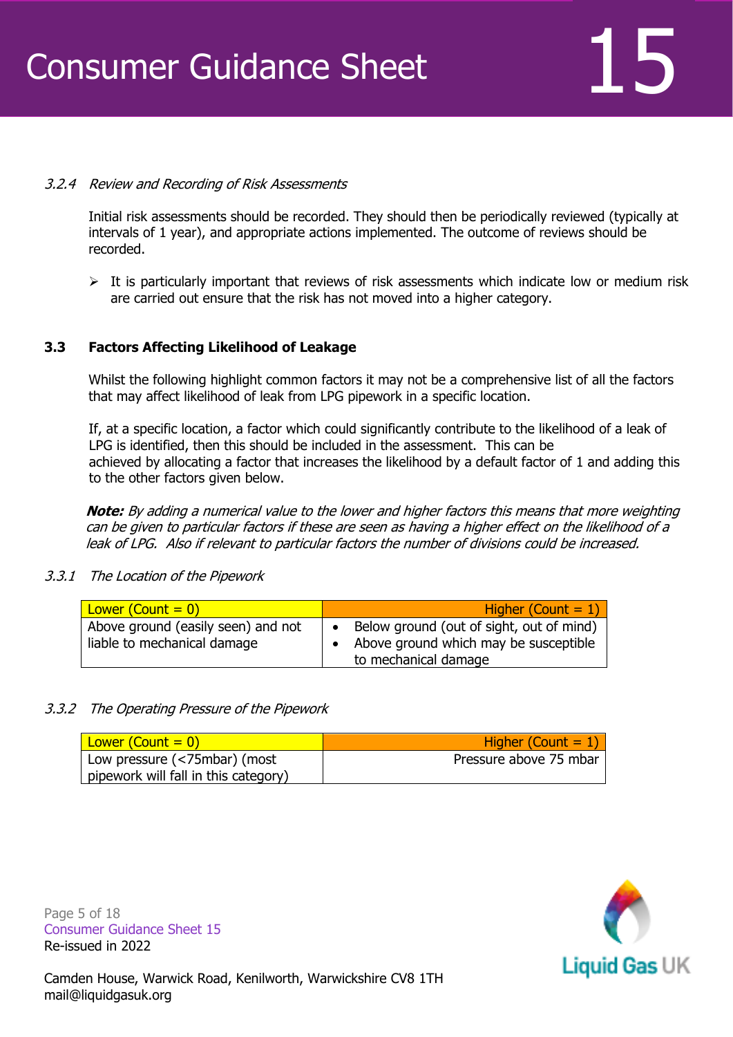#### *3.2.4 Review and Recording of Risk Assessments*

Initial risk assessments should be recorded. They should then be periodically reviewed (typically at intervals of 1 year), and appropriate actions implemented. The outcome of reviews should be recorded.

- It is particularly important that reviews of risk assessments which indicate low or medium risk are carried out ensure that the risk has not moved into a higher category.

### 3.3 Factors Affecting Likelihood of Leakage

Whilst the following highlight common factors it may not be a comprehensive list of all the factors that may affect likelihood of leak from LPG pipework in a specific location.

If, at a specific location, a factor which could significantly contribute to the likelihood of a leak of LPG is identified, then this should be included in the assessment. This can be achieved by allocating a factor that increases the likelihood by a default factor of 1 and adding this to the other factors given below.

***Note:*** *By adding a numerical value to the lower and higher factors this means that more weighting can be given to particular factors if these are seen as having a higher effect on the likelihood of a leak of LPG. Also if relevant to particular factors the number of divisions could be increased.*

#### *3.3.1 The Location of the Pipework*

| Lower (Count = 0) | Higher (Count = 1) |
|---|---|
| Above ground (easily seen) and not liable to mechanical damage | • Below ground (out of sight, out of mind)<br>• Above ground which may be susceptible to mechanical damage |

#### *3.3.2 The Operating Pressure of the Pipework*

| Lower (Count = 0) | Higher (Count = 1) |
|---|---|
| Low pressure (<75mbar) (most pipework will fall in this category) | Pressure above 75 mbar |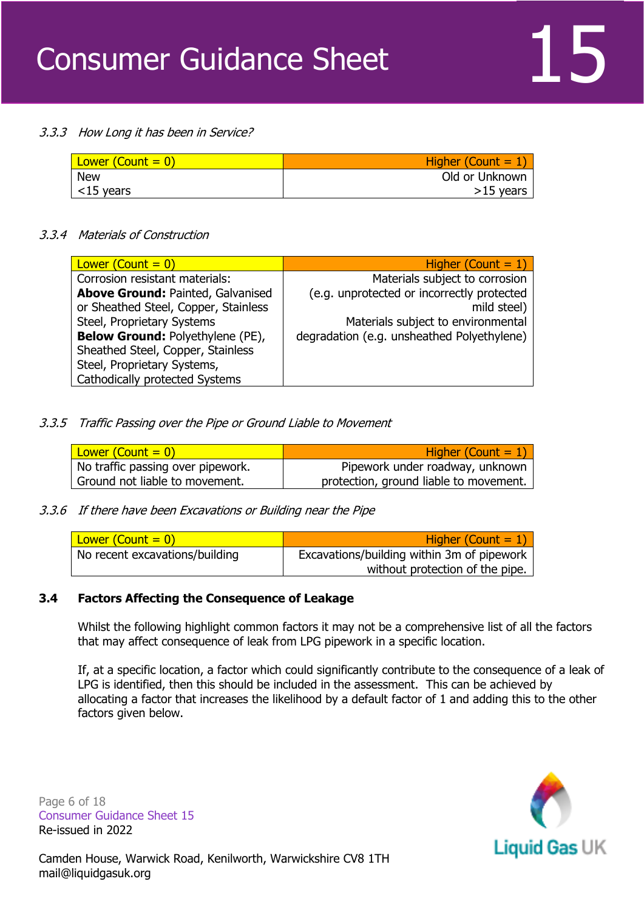#### *3.3.3 How Long it has been in Service?*

| Lower (Count = 0) | Higher (Count = 1) |
| --- | --- |
| New<br><15 years | Old or Unknown<br>>15 years |

#### *3.3.4 Materials of Construction*

| Lower (Count = 0) | Higher (Count = 1) |
| --- | --- |
| Corrosion resistant materials:<br>**Above Ground:** Painted, Galvanised or Sheathed Steel, Copper, Stainless Steel, Proprietary Systems<br>**Below Ground:** Polyethylene (PE), Sheathed Steel, Copper, Stainless Steel, Proprietary Systems, Cathodically protected Systems | Materials subject to corrosion (e.g. unprotected or incorrectly protected mild steel)<br>Materials subject to environmental degradation (e.g. unsheathed Polyethylene) |

#### *3.3.5 Traffic Passing over the Pipe or Ground Liable to Movement*

| Lower (Count = 0) | Higher (Count = 1) |
| --- | --- |
| No traffic passing over pipework.<br>Ground not liable to movement. | Pipework under roadway, unknown protection, ground liable to movement. |

#### *3.3.6 If there have been Excavations or Building near the Pipe*

| Lower (Count = 0) | Higher (Count = 1) |
| --- | --- |
| No recent excavations/building | Excavations/building within 3m of pipework without protection of the pipe. |

### 3.4 Factors Affecting the Consequence of Leakage

Whilst the following highlight common factors it may not be a comprehensive list of all the factors that may affect consequence of leak from LPG pipework in a specific location.

If, at a specific location, a factor which could significantly contribute to the consequence of a leak of LPG is identified, then this should be included in the assessment. This can be achieved by allocating a factor that increases the likelihood by a default factor of 1 and adding this to the other factors given below.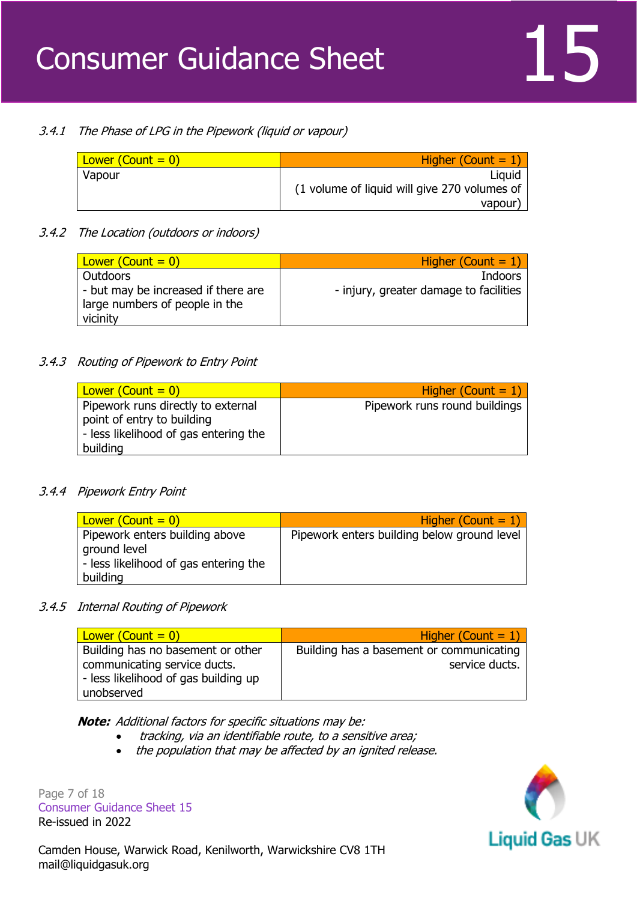*3.4.1 The Phase of LPG in the Pipework (liquid or vapour)*

| Lower (Count = 0) | Higher (Count = 1) |
| --- | --- |
| Vapour | Liquid (1 volume of liquid will give 270 volumes of vapour) |

*3.4.2 The Location (outdoors or indoors)*

| Lower (Count = 0) | Higher (Count = 1) |
| --- | --- |
| Outdoors - but may be increased if there are large numbers of people in the vicinity | Indoors - injury, greater damage to facilities |

*3.4.3 Routing of Pipework to Entry Point*

| Lower (Count = 0) | Higher (Count = 1) |
| --- | --- |
| Pipework runs directly to external point of entry to building - less likelihood of gas entering the building | Pipework runs round buildings |

*3.4.4 Pipework Entry Point*

| Lower (Count = 0) | Higher (Count = 1) |
| --- | --- |
| Pipework enters building above ground level - less likelihood of gas entering the building | Pipework enters building below ground level |

*3.4.5 Internal Routing of Pipework*

| Lower (Count = 0) | Higher (Count = 1) |
| --- | --- |
| Building has no basement or other communicating service ducts. - less likelihood of gas building up unobserved | Building has a basement or communicating service ducts. |

***Note:*** *Additional factors for specific situations may be:*

- *tracking, via an identifiable route, to a sensitive area;*
- *the population that may be affected by an ignited release.*

Consumer Guidance Sheet 15
Re-issued in 2022

Camden House, Warwick Road, Kenilworth, Warwickshire CV8 1TH
mail@liquidgasuk.org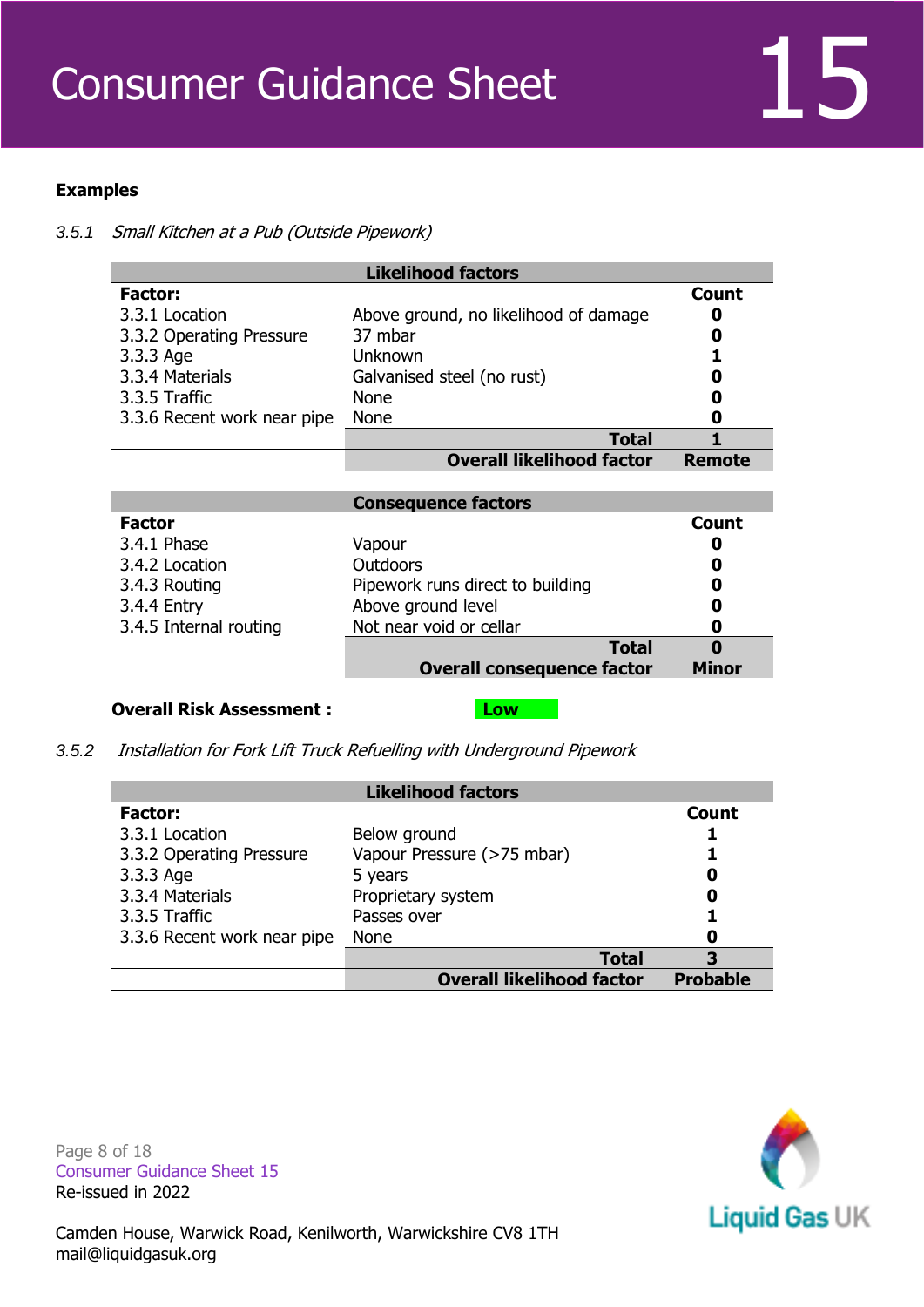**Examples**

3.5.1 *Small Kitchen at a Pub (Outside Pipework)*

| Likelihood factors | | |
|---|---|---|
| **Factor:** | | **Count** |
| 3.3.1 Location | Above ground, no likelihood of damage | **0** |
| 3.3.2 Operating Pressure | 37 mbar | **0** |
| 3.3.3 Age | Unknown | **1** |
| 3.3.4 Materials | Galvanised steel (no rust) | **0** |
| 3.3.5 Traffic | None | **0** |
| 3.3.6 Recent work near pipe | None | **0** |
| | **Total** | **1** |
| | **Overall likelihood factor** | **Remote** |

| Consequence factors | | |
|---|---|---|
| **Factor** | | **Count** |
| 3.4.1 Phase | Vapour | **0** |
| 3.4.2 Location | Outdoors | **0** |
| 3.4.3 Routing | Pipework runs direct to building | **0** |
| 3.4.4 Entry | Above ground level | **0** |
| 3.4.5 Internal routing | Not near void or cellar | **0** |
| | **Total** | **0** |
| | **Overall consequence factor** | **Minor** |

**Overall Risk Assessment :** **Low**

3.5.2 *Installation for Fork Lift Truck Refuelling with Underground Pipework*

| Likelihood factors | | |
|---|---|---|
| **Factor:** | | **Count** |
| 3.3.1 Location | Below ground | **1** |
| 3.3.2 Operating Pressure | Vapour Pressure (>75 mbar) | **1** |
| 3.3.3 Age | 5 years | **0** |
| 3.3.4 Materials | Proprietary system | **0** |
| 3.3.5 Traffic | Passes over | **1** |
| 3.3.6 Recent work near pipe | None | **0** |
| | **Total** | **3** |
| | **Overall likelihood factor** | **Probable** |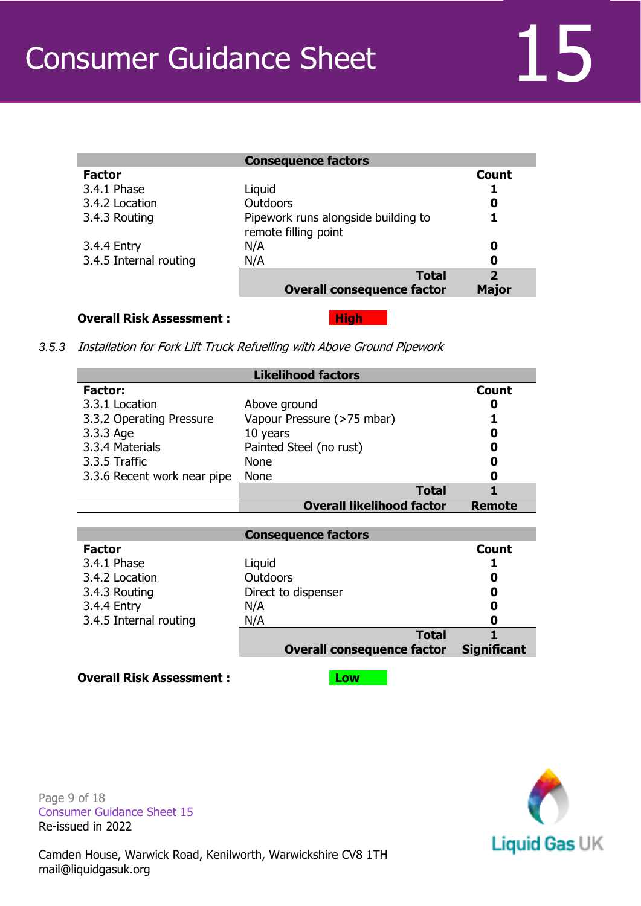| Consequence factors | | |
|---|---|---|
| **Factor** | | **Count** |
| 3.4.1 Phase | Liquid | **1** |
| 3.4.2 Location | Outdoors | **0** |
| 3.4.3 Routing | Pipework runs alongside building to remote filling point | **1** |
| 3.4.4 Entry | N/A | **0** |
| 3.4.5 Internal routing | N/A | **0** |
| | **Total** | **2** |
| | **Overall consequence factor** | **Major** |

**Overall Risk Assessment :** **High**

3.5.3 *Installation for Fork Lift Truck Refuelling with Above Ground Pipework*

| Likelihood factors | | |
|---|---|---|
| **Factor:** | | **Count** |
| 3.3.1 Location | Above ground | **0** |
| 3.3.2 Operating Pressure | Vapour Pressure (>75 mbar) | **1** |
| 3.3.3 Age | 10 years | **0** |
| 3.3.4 Materials | Painted Steel (no rust) | **0** |
| 3.3.5 Traffic | None | **0** |
| 3.3.6 Recent work near pipe | None | **0** |
| | **Total** | **1** |
| | **Overall likelihood factor** | **Remote** |

| Consequence factors | | |
|---|---|---|
| **Factor** | | **Count** |
| 3.4.1 Phase | Liquid | **1** |
| 3.4.2 Location | Outdoors | **0** |
| 3.4.3 Routing | Direct to dispenser | **0** |
| 3.4.4 Entry | N/A | **0** |
| 3.4.5 Internal routing | N/A | **0** |
| | **Total** | **1** |
| | **Overall consequence factor** | **Significant** |

**Overall Risk Assessment :** **Low**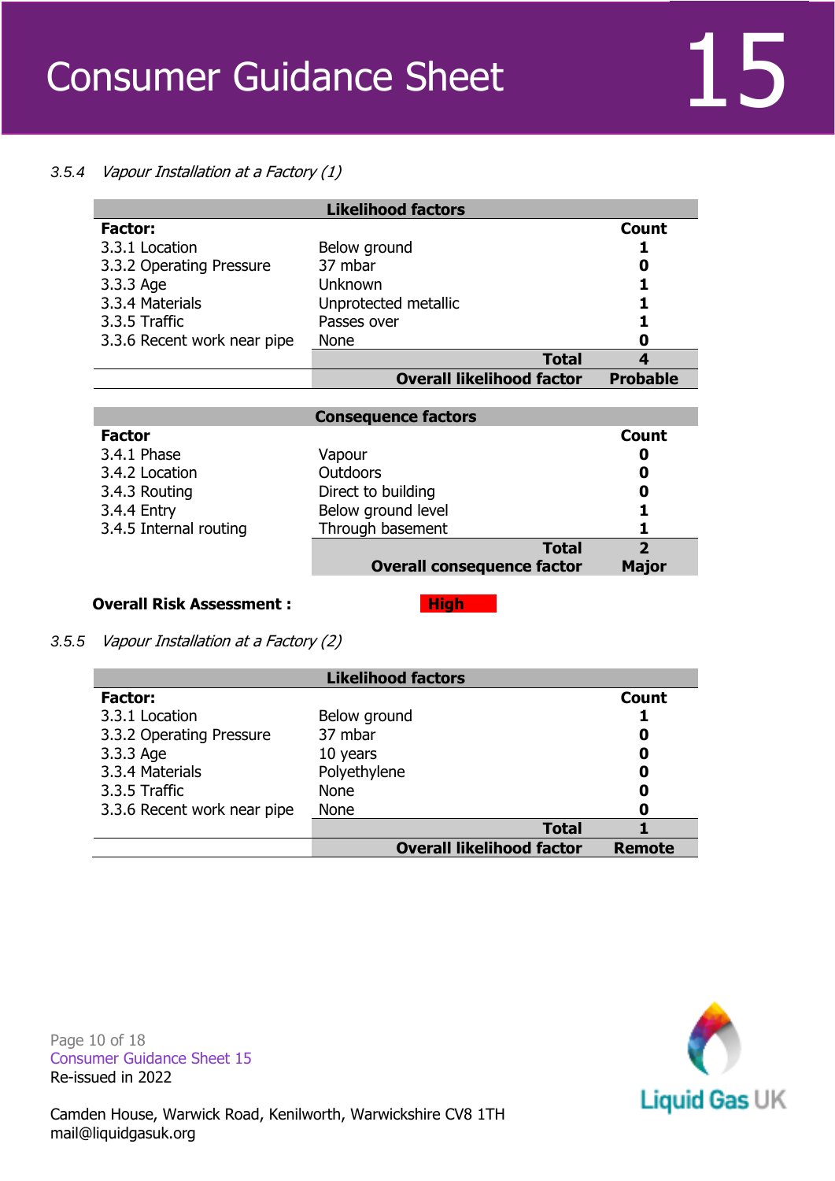### 3.5.4 *Vapour Installation at a Factory (1)*

| Likelihood factors | | |
|---|---|---|
| **Factor:** | | **Count** |
| 3.3.1 Location | Below ground | **1** |
| 3.3.2 Operating Pressure | 37 mbar | **0** |
| 3.3.3 Age | Unknown | **1** |
| 3.3.4 Materials | Unprotected metallic | **1** |
| 3.3.5 Traffic | Passes over | **1** |
| 3.3.6 Recent work near pipe | None | **0** |
| | **Total** | **4** |
| | **Overall likelihood factor** | **Probable** |

| Consequence factors | | |
|---|---|---|
| **Factor** | | **Count** |
| 3.4.1 Phase | Vapour | **0** |
| 3.4.2 Location | Outdoors | **0** |
| 3.4.3 Routing | Direct to building | **0** |
| 3.4.4 Entry | Below ground level | **1** |
| 3.4.5 Internal routing | Through basement | **1** |
| | **Total** | **2** |
| | **Overall consequence factor** | **Major** |

**Overall Risk Assessment :** **High**

### 3.5.5 *Vapour Installation at a Factory (2)*

| Likelihood factors | | |
|---|---|---|
| **Factor:** | | **Count** |
| 3.3.1 Location | Below ground | **1** |
| 3.3.2 Operating Pressure | 37 mbar | **0** |
| 3.3.3 Age | 10 years | **0** |
| 3.3.4 Materials | Polyethylene | **0** |
| 3.3.5 Traffic | None | **0** |
| 3.3.6 Recent work near pipe | None | **0** |
| | **Total** | **1** |
| | **Overall likelihood factor** | **Remote** |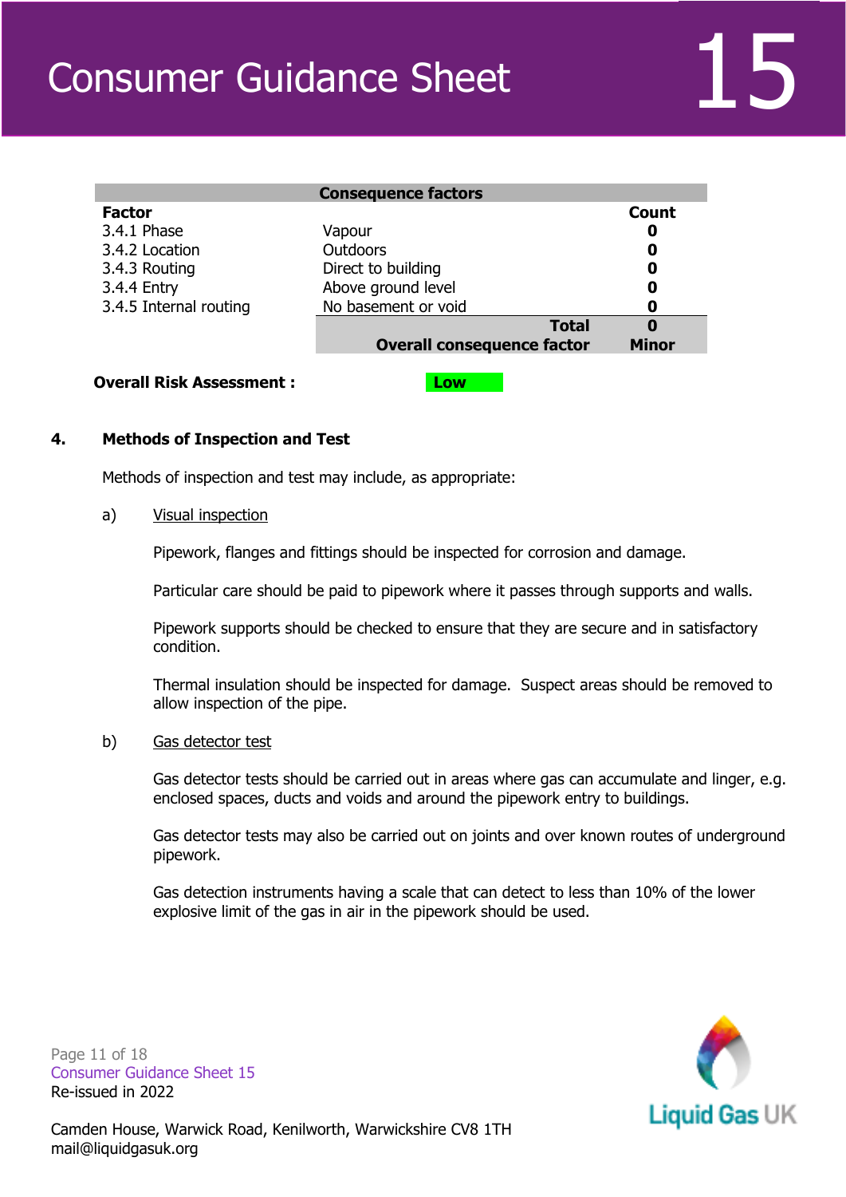| Consequence factors | | |
|---|---|---|
| **Factor** | | **Count** |
| 3.4.1 Phase | Vapour | **0** |
| 3.4.2 Location | Outdoors | **0** |
| 3.4.3 Routing | Direct to building | **0** |
| 3.4.4 Entry | Above ground level | **0** |
| 3.4.5 Internal routing | No basement or void | **0** |
| | **Total** | **0** |
| | **Overall consequence factor** | **Minor** |

**Overall Risk Assessment :** **Low**

## 4. Methods of Inspection and Test

Methods of inspection and test may include, as appropriate:

a) Visual inspection

Pipework, flanges and fittings should be inspected for corrosion and damage.

Particular care should be paid to pipework where it passes through supports and walls.

Pipework supports should be checked to ensure that they are secure and in satisfactory condition.

Thermal insulation should be inspected for damage. Suspect areas should be removed to allow inspection of the pipe.

b) Gas detector test

Gas detector tests should be carried out in areas where gas can accumulate and linger, e.g. enclosed spaces, ducts and voids and around the pipework entry to buildings.

Gas detector tests may also be carried out on joints and over known routes of underground pipework.

Gas detection instruments having a scale that can detect to less than 10% of the lower explosive limit of the gas in air in the pipework should be used.

Consumer Guidance Sheet 15
Re-issued in 2022

Camden House, Warwick Road, Kenilworth, Warwickshire CV8 1TH
mail@liquidgasuk.org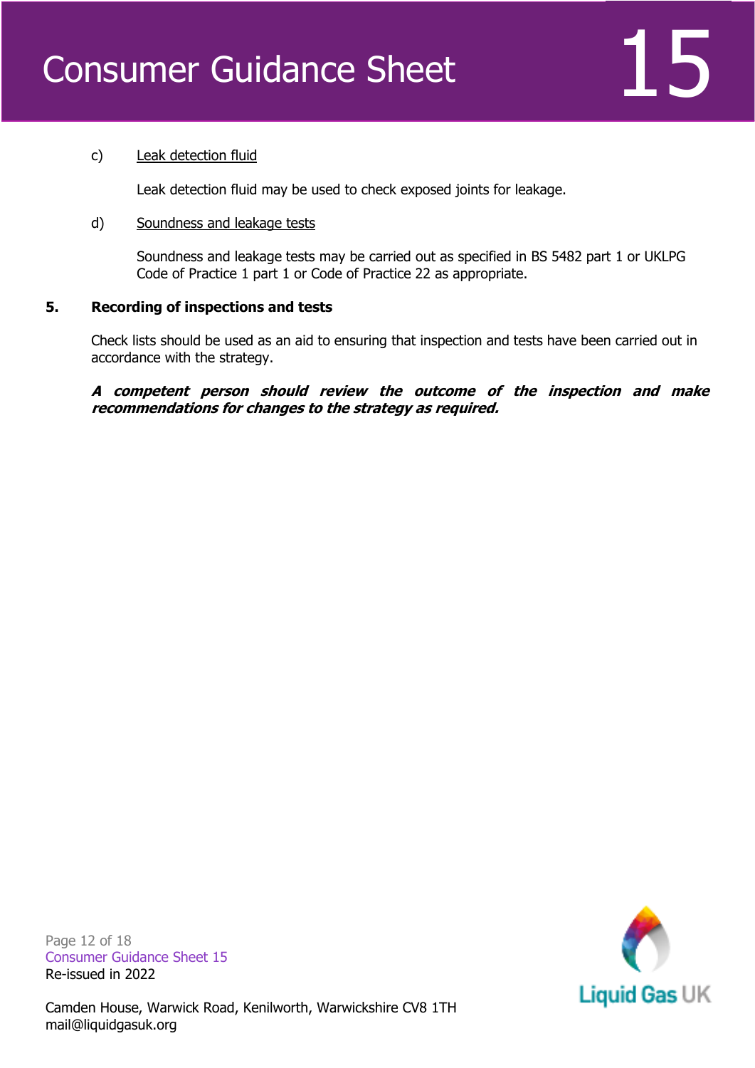c) Leak detection fluid

Leak detection fluid may be used to check exposed joints for leakage.

d) Soundness and leakage tests

Soundness and leakage tests may be carried out as specified in BS 5482 part 1 or UKLPG Code of Practice 1 part 1 or Code of Practice 22 as appropriate.

**5. Recording of inspections and tests**

Check lists should be used as an aid to ensuring that inspection and tests have been carried out in accordance with the strategy.

***A competent person should review the outcome of the inspection and make recommendations for changes to the strategy as required.***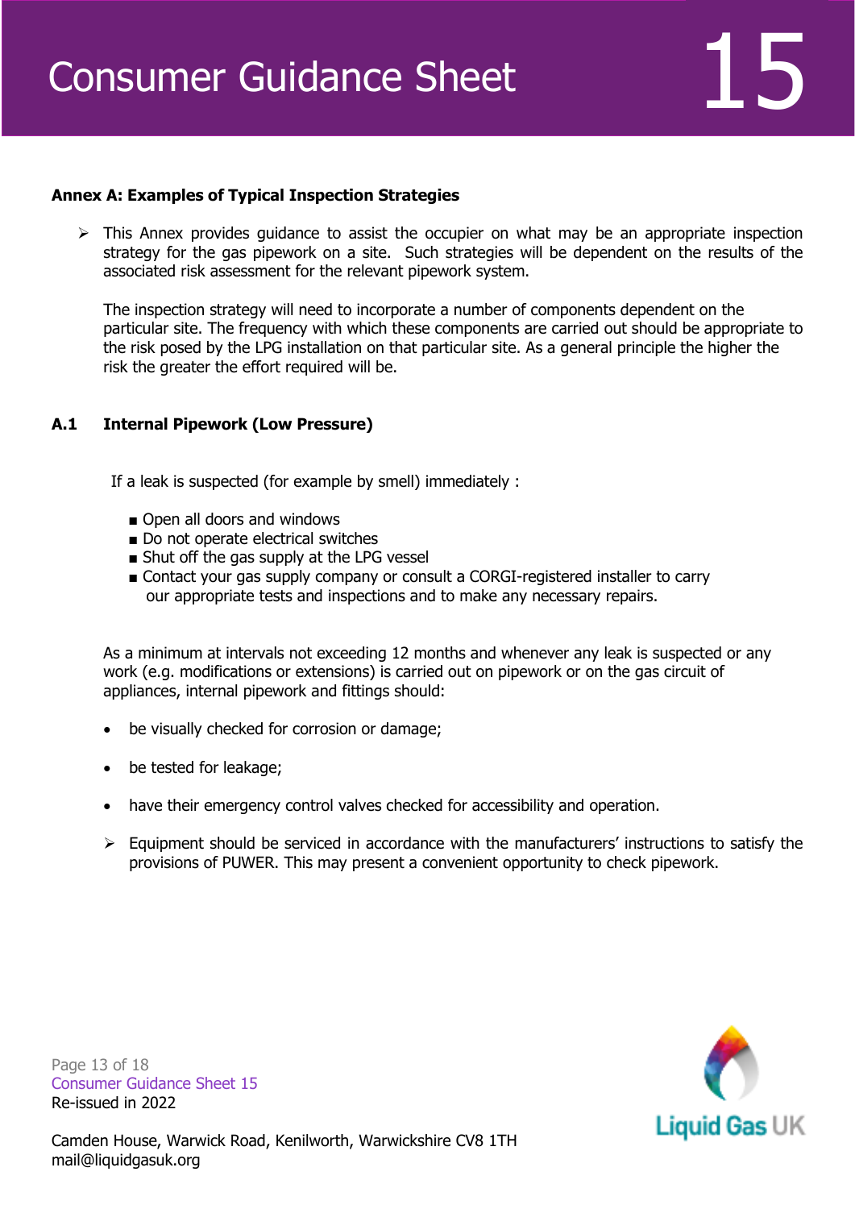### Annex A: Examples of Typical Inspection Strategies

- This Annex provides guidance to assist the occupier on what may be an appropriate inspection strategy for the gas pipework on a site. Such strategies will be dependent on the results of the associated risk assessment for the relevant pipework system.

  The inspection strategy will need to incorporate a number of components dependent on the particular site. The frequency with which these components are carried out should be appropriate to the risk posed by the LPG installation on that particular site. As a general principle the higher the risk the greater the effort required will be.

### A.1 Internal Pipework (Low Pressure)

If a leak is suspected (for example by smell) immediately :

- Open all doors and windows
- Do not operate electrical switches
- Shut off the gas supply at the LPG vessel
- Contact your gas supply company or consult a CORGI-registered installer to carry our appropriate tests and inspections and to make any necessary repairs.

As a minimum at intervals not exceeding 12 months and whenever any leak is suspected or any work (e.g. modifications or extensions) is carried out on pipework or on the gas circuit of appliances, internal pipework and fittings should:

- be visually checked for corrosion or damage;
- be tested for leakage;
- have their emergency control valves checked for accessibility and operation.

- Equipment should be serviced in accordance with the manufacturers' instructions to satisfy the provisions of PUWER. This may present a convenient opportunity to check pipework.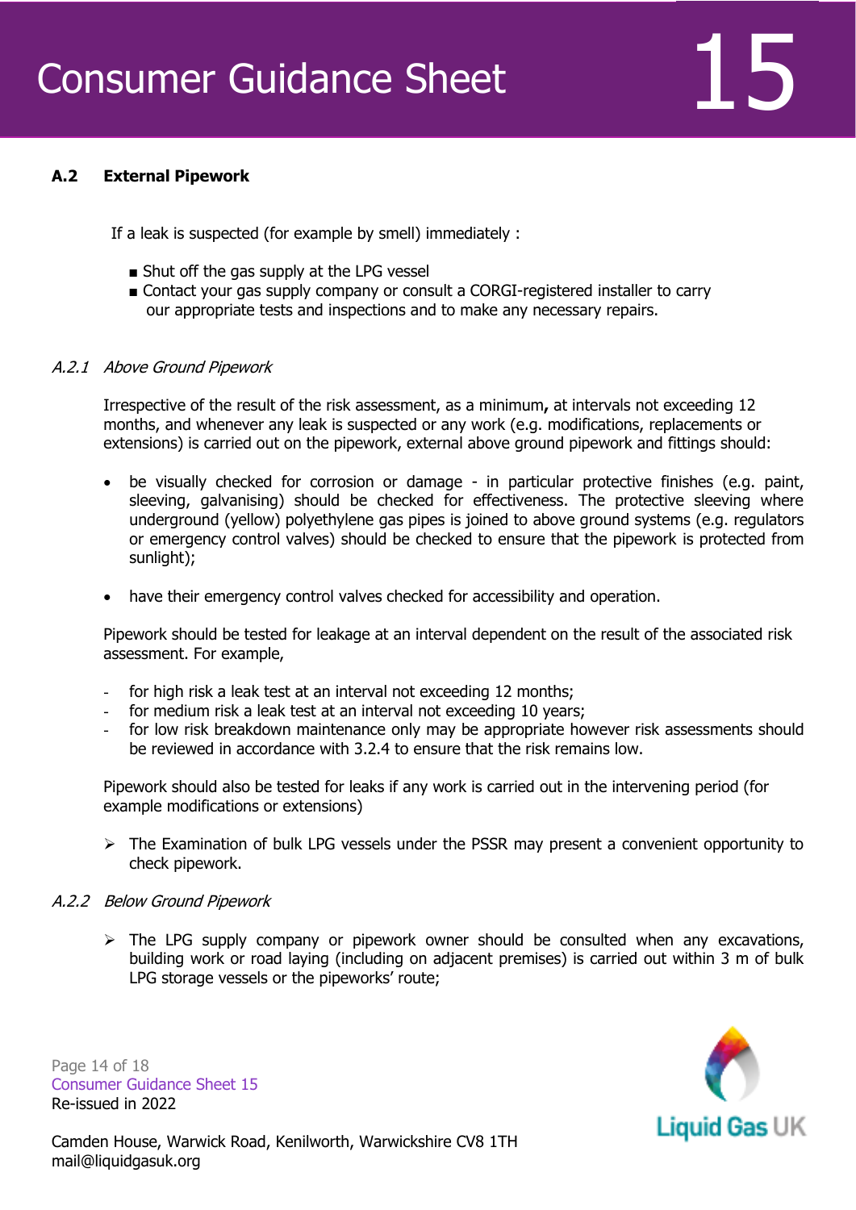## A.2 External Pipework

If a leak is suspected (for example by smell) immediately :

- Shut off the gas supply at the LPG vessel
- Contact your gas supply company or consult a CORGI-registered installer to carry our appropriate tests and inspections and to make any necessary repairs.

### *A.2.1 Above Ground Pipework*

Irrespective of the result of the risk assessment, as a minimum**,** at intervals not exceeding 12 months, and whenever any leak is suspected or any work (e.g. modifications, replacements or extensions) is carried out on the pipework, external above ground pipework and fittings should:

- be visually checked for corrosion or damage - in particular protective finishes (e.g. paint, sleeving, galvanising) should be checked for effectiveness. The protective sleeving where underground (yellow) polyethylene gas pipes is joined to above ground systems (e.g. regulators or emergency control valves) should be checked to ensure that the pipework is protected from sunlight);

- have their emergency control valves checked for accessibility and operation.

Pipework should be tested for leakage at an interval dependent on the result of the associated risk assessment. For example,

- for high risk a leak test at an interval not exceeding 12 months;
- for medium risk a leak test at an interval not exceeding 10 years;
- for low risk breakdown maintenance only may be appropriate however risk assessments should be reviewed in accordance with 3.2.4 to ensure that the risk remains low.

Pipework should also be tested for leaks if any work is carried out in the intervening period (for example modifications or extensions)

- ➢ The Examination of bulk LPG vessels under the PSSR may present a convenient opportunity to check pipework.

### *A.2.2 Below Ground Pipework*

- ➢ The LPG supply company or pipework owner should be consulted when any excavations, building work or road laying (including on adjacent premises) is carried out within 3 m of bulk LPG storage vessels or the pipeworks' route;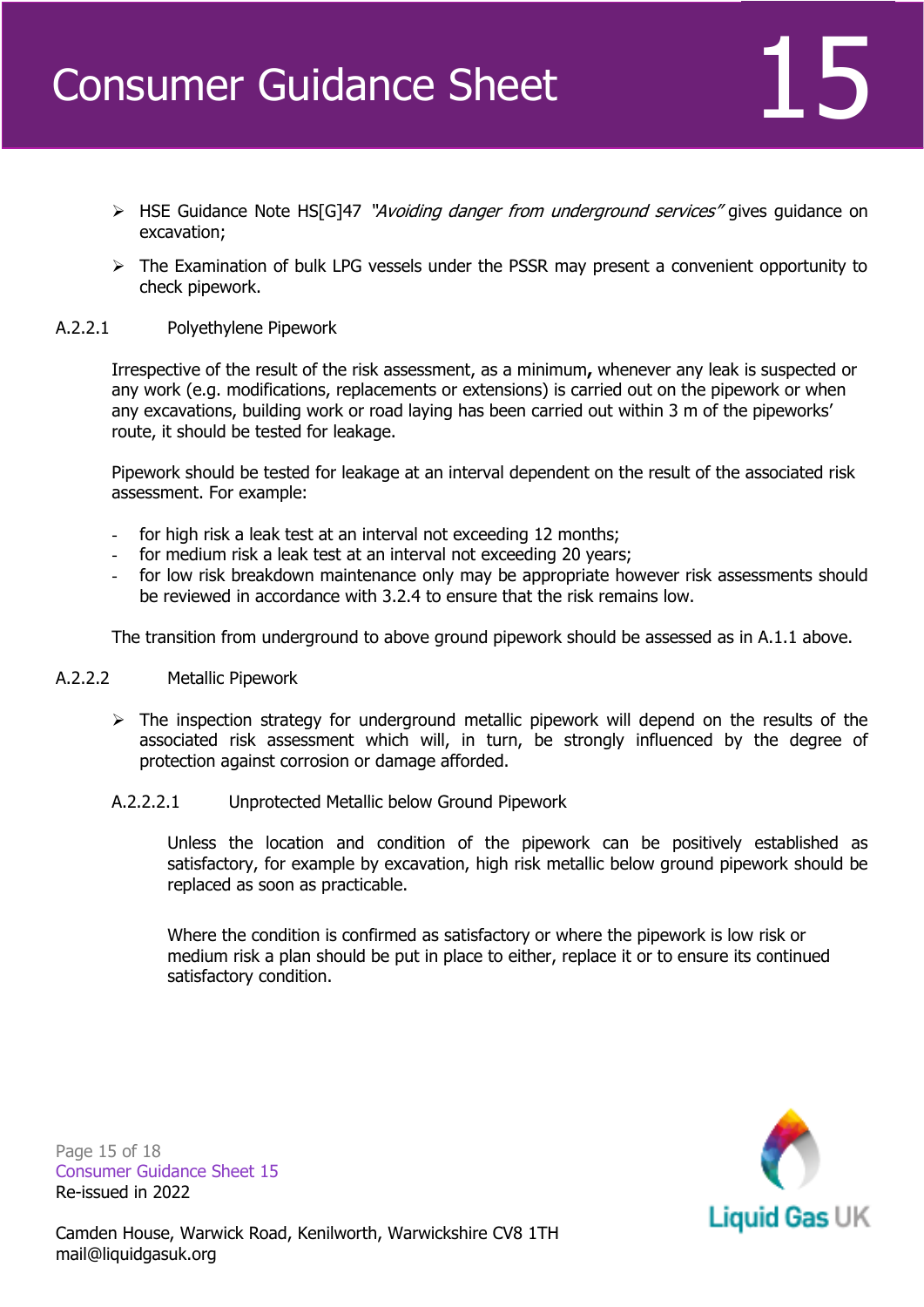- HSE Guidance Note HS[G]47 *"Avoiding danger from underground services"* gives guidance on excavation;
- The Examination of bulk LPG vessels under the PSSR may present a convenient opportunity to check pipework.

### A.2.2.1 Polyethylene Pipework

Irrespective of the result of the risk assessment, as a minimum**,** whenever any leak is suspected or any work (e.g. modifications, replacements or extensions) is carried out on the pipework or when any excavations, building work or road laying has been carried out within 3 m of the pipeworks' route, it should be tested for leakage.

Pipework should be tested for leakage at an interval dependent on the result of the associated risk assessment. For example:

- for high risk a leak test at an interval not exceeding 12 months;
- for medium risk a leak test at an interval not exceeding 20 years;
- for low risk breakdown maintenance only may be appropriate however risk assessments should be reviewed in accordance with 3.2.4 to ensure that the risk remains low.

The transition from underground to above ground pipework should be assessed as in A.1.1 above.

### A.2.2.2 Metallic Pipework

- The inspection strategy for underground metallic pipework will depend on the results of the associated risk assessment which will, in turn, be strongly influenced by the degree of protection against corrosion or damage afforded.

#### A.2.2.2.1 Unprotected Metallic below Ground Pipework

Unless the location and condition of the pipework can be positively established as satisfactory, for example by excavation, high risk metallic below ground pipework should be replaced as soon as practicable.

Where the condition is confirmed as satisfactory or where the pipework is low risk or medium risk a plan should be put in place to either, replace it or to ensure its continued satisfactory condition.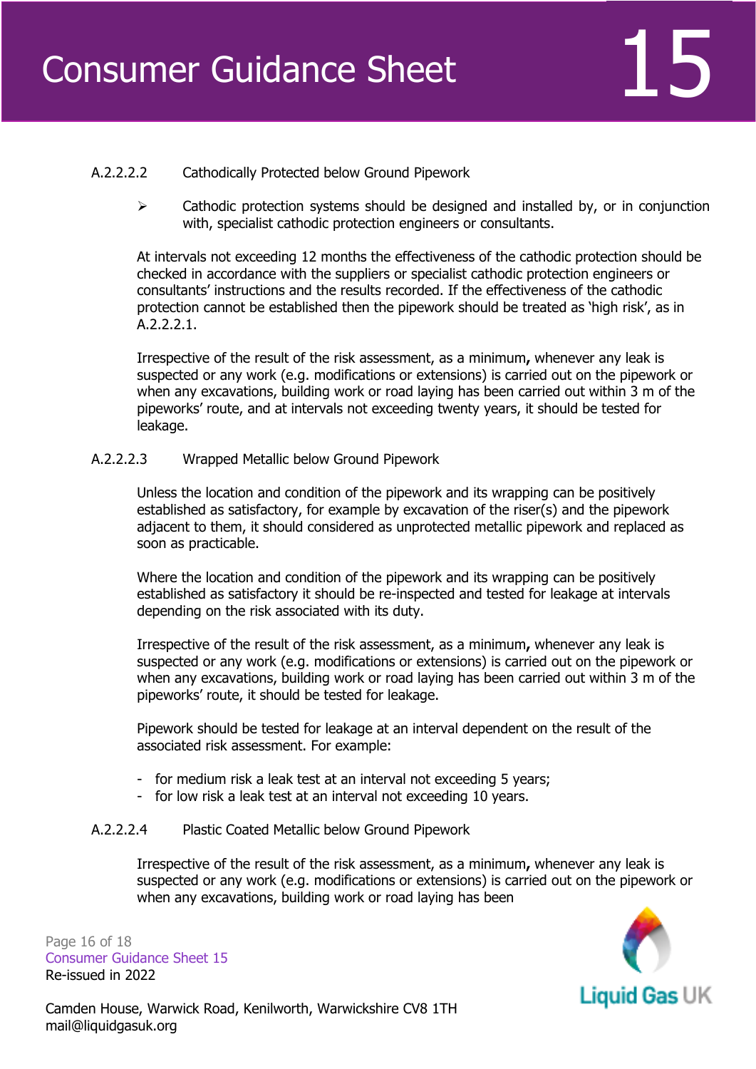A.2.2.2.2 Cathodically Protected below Ground Pipework

- Cathodic protection systems should be designed and installed by, or in conjunction with, specialist cathodic protection engineers or consultants.

At intervals not exceeding 12 months the effectiveness of the cathodic protection should be checked in accordance with the suppliers or specialist cathodic protection engineers or consultants' instructions and the results recorded. If the effectiveness of the cathodic protection cannot be established then the pipework should be treated as 'high risk', as in A.2.2.2.1.

Irrespective of the result of the risk assessment, as a minimum**,** whenever any leak is suspected or any work (e.g. modifications or extensions) is carried out on the pipework or when any excavations, building work or road laying has been carried out within 3 m of the pipeworks' route, and at intervals not exceeding twenty years, it should be tested for leakage.

A.2.2.2.3 Wrapped Metallic below Ground Pipework

Unless the location and condition of the pipework and its wrapping can be positively established as satisfactory, for example by excavation of the riser(s) and the pipework adjacent to them, it should considered as unprotected metallic pipework and replaced as soon as practicable.

Where the location and condition of the pipework and its wrapping can be positively established as satisfactory it should be re-inspected and tested for leakage at intervals depending on the risk associated with its duty.

Irrespective of the result of the risk assessment, as a minimum**,** whenever any leak is suspected or any work (e.g. modifications or extensions) is carried out on the pipework or when any excavations, building work or road laying has been carried out within 3 m of the pipeworks' route, it should be tested for leakage.

Pipework should be tested for leakage at an interval dependent on the result of the associated risk assessment. For example:

- for medium risk a leak test at an interval not exceeding 5 years;
- for low risk a leak test at an interval not exceeding 10 years.

A.2.2.2.4 Plastic Coated Metallic below Ground Pipework

Irrespective of the result of the risk assessment, as a minimum**,** whenever any leak is suspected or any work (e.g. modifications or extensions) is carried out on the pipework or when any excavations, building work or road laying has been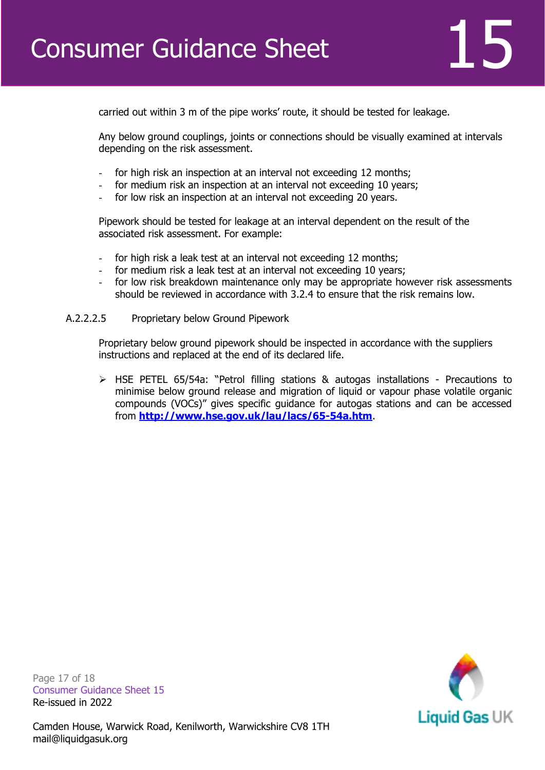carried out within 3 m of the pipe works' route, it should be tested for leakage.

Any below ground couplings, joints or connections should be visually examined at intervals depending on the risk assessment.

- for high risk an inspection at an interval not exceeding 12 months;
- for medium risk an inspection at an interval not exceeding 10 years;
- for low risk an inspection at an interval not exceeding 20 years.

Pipework should be tested for leakage at an interval dependent on the result of the associated risk assessment. For example:

- for high risk a leak test at an interval not exceeding 12 months;
- for medium risk a leak test at an interval not exceeding 10 years;
- for low risk breakdown maintenance only may be appropriate however risk assessments should be reviewed in accordance with 3.2.4 to ensure that the risk remains low.

A.2.2.2.5 Proprietary below Ground Pipework

Proprietary below ground pipework should be inspected in accordance with the suppliers instructions and replaced at the end of its declared life.

- HSE PETEL 65/54a: "Petrol filling stations & autogas installations - Precautions to minimise below ground release and migration of liquid or vapour phase volatile organic compounds (VOCs)" gives specific guidance for autogas stations and can be accessed from **http://www.hse.gov.uk/lau/lacs/65-54a.htm**.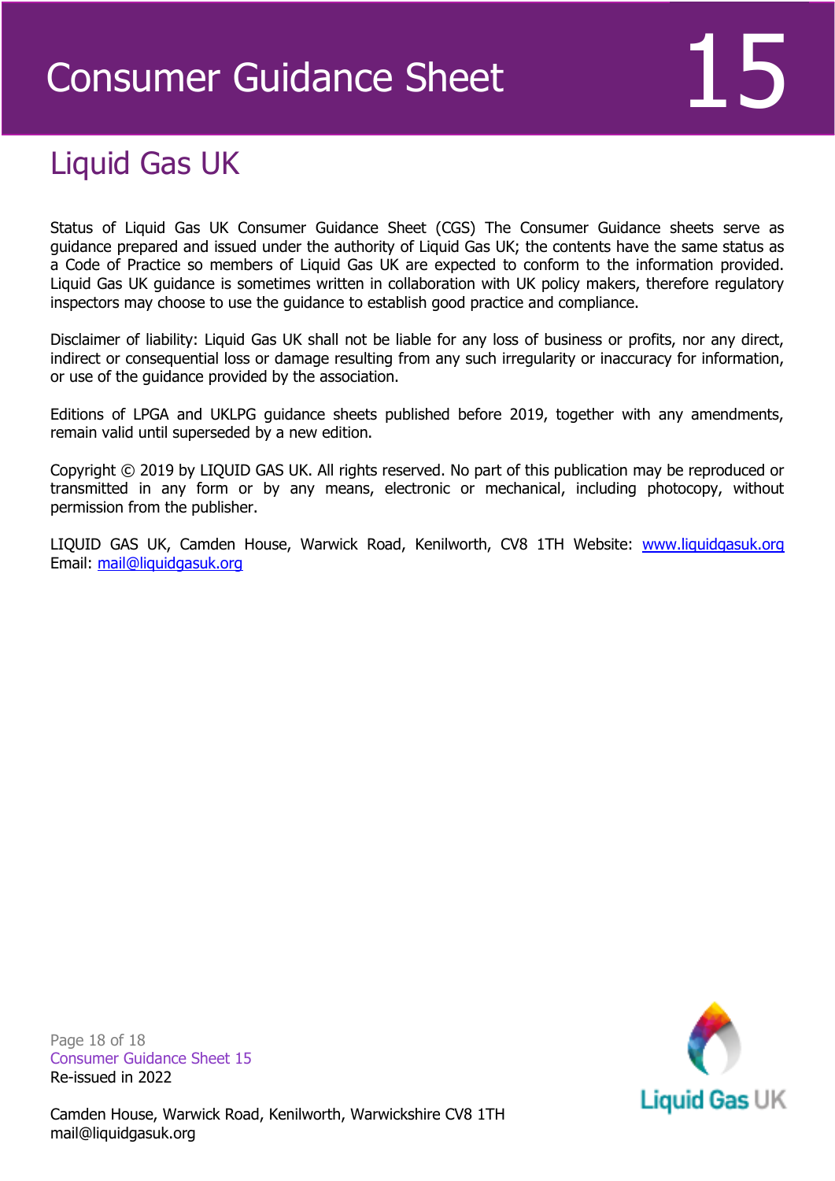# Consumer Guidance Sheet 15

## Liquid Gas UK

Status of Liquid Gas UK Consumer Guidance Sheet (CGS) The Consumer Guidance sheets serve as guidance prepared and issued under the authority of Liquid Gas UK; the contents have the same status as a Code of Practice so members of Liquid Gas UK are expected to conform to the information provided. Liquid Gas UK guidance is sometimes written in collaboration with UK policy makers, therefore regulatory inspectors may choose to use the guidance to establish good practice and compliance.

Disclaimer of liability: Liquid Gas UK shall not be liable for any loss of business or profits, nor any direct, indirect or consequential loss or damage resulting from any such irregularity or inaccuracy for information, or use of the guidance provided by the association.

Editions of LPGA and UKLPG guidance sheets published before 2019, together with any amendments, remain valid until superseded by a new edition.

Copyright © 2019 by LIQUID GAS UK. All rights reserved. No part of this publication may be reproduced or transmitted in any form or by any means, electronic or mechanical, including photocopy, without permission from the publisher.

LIQUID GAS UK, Camden House, Warwick Road, Kenilworth, CV8 1TH Website: www.liquidgasuk.org Email: mail@liquidgasuk.org

Consumer Guidance Sheet 15
Re-issued in 2022

Camden House, Warwick Road, Kenilworth, Warwickshire CV8 1TH
mail@liquidgasuk.org